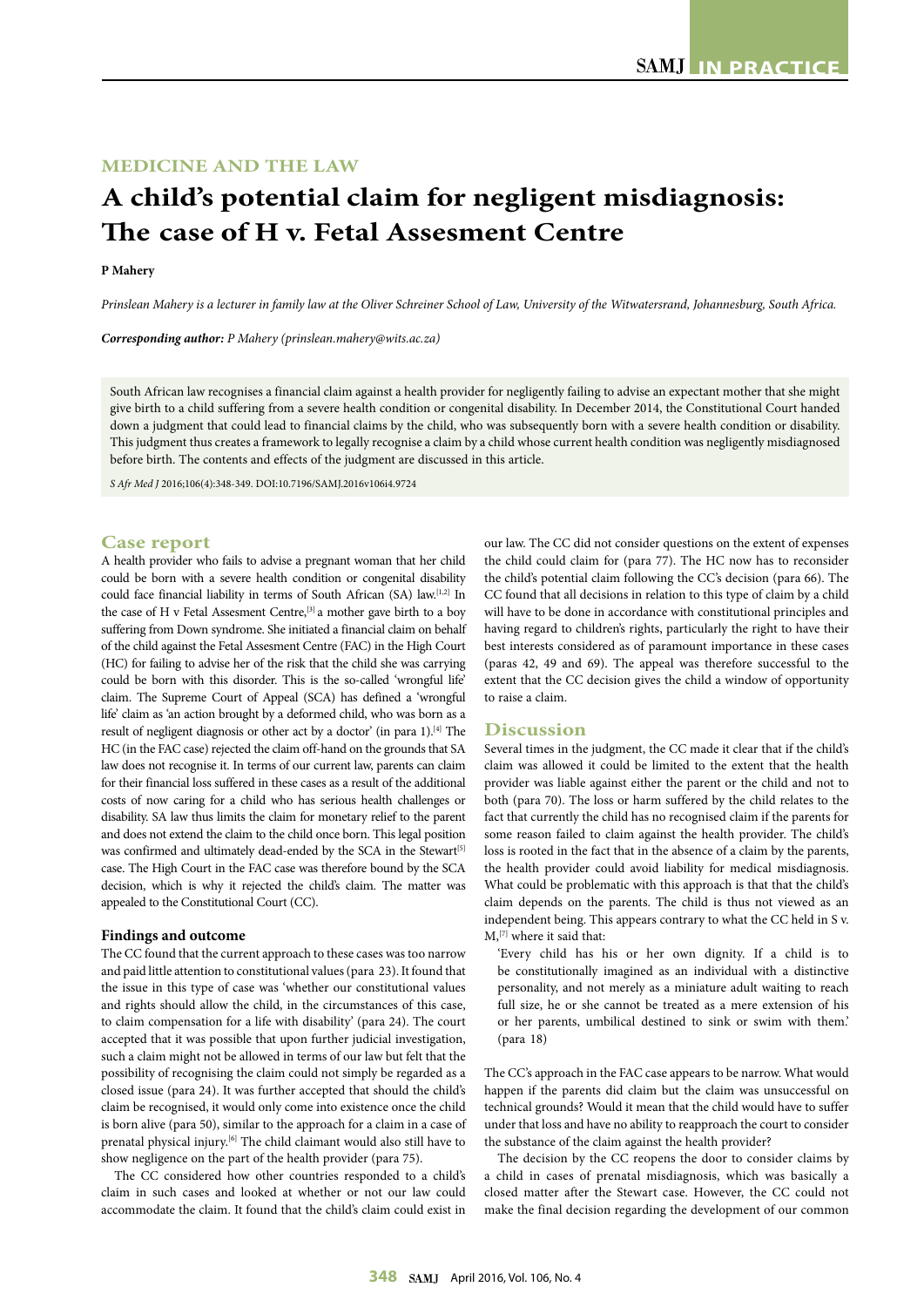MEDICINE AND THE LAW

# A child's potential claim for negligent misdiagnosis: The case of H v. Fetal Assesment Centre

**P Mahery**

*Prinslean Mahery is a lecturer in family law at the Oliver Schreiner School of Law, University of the Witwatersrand, Johannesburg, South Africa.*

***Corresponding author:** P Mahery (prinslean.mahery@wits.ac.za)*

South African law recognises a financial claim against a health provider for negligently failing to advise an expectant mother that she might give birth to a child suffering from a severe health condition or congenital disability. In December 2014, the Constitutional Court handed down a judgment that could lead to financial claims by the child, who was subsequently born with a severe health condition or disability. This judgment thus creates a framework to legally recognise a claim by a child whose current health condition was negligently misdiagnosed before birth. The contents and effects of the judgment are discussed in this article.

*S Afr Med J* 2016;106(4):348-349. DOI:10.7196/SAMJ.2016v106i4.9724

## Case report

A health provider who fails to advise a pregnant woman that her child could be born with a severe health condition or congenital disability could face financial liability in terms of South African (SA) law.[1,2] In the case of H v Fetal Assesment Centre,[3] a mother gave birth to a boy suffering from Down syndrome. She initiated a financial claim on behalf of the child against the Fetal Assesment Centre (FAC) in the High Court (HC) for failing to advise her of the risk that the child she was carrying could be born with this disorder. This is the so-called 'wrongful life' claim. The Supreme Court of Appeal (SCA) has defined a 'wrongful life' claim as 'an action brought by a deformed child, who was born as a result of negligent diagnosis or other act by a doctor' (in para 1).[4] The HC (in the FAC case) rejected the claim off-hand on the grounds that SA law does not recognise it. In terms of our current law, parents can claim for their financial loss suffered in these cases as a result of the additional costs of now caring for a child who has serious health challenges or disability. SA law thus limits the claim for monetary relief to the parent and does not extend the claim to the child once born. This legal position was confirmed and ultimately dead-ended by the SCA in the Stewart[5] case. The High Court in the FAC case was therefore bound by the SCA decision, which is why it rejected the child's claim. The matter was appealed to the Constitutional Court (CC).

### Findings and outcome

The CC found that the current approach to these cases was too narrow and paid little attention to constitutional values (para 23). It found that the issue in this type of case was 'whether our constitutional values and rights should allow the child, in the circumstances of this case, to claim compensation for a life with disability' (para 24). The court accepted that it was possible that upon further judicial investigation, such a claim might not be allowed in terms of our law but felt that the possibility of recognising the claim could not simply be regarded as a closed issue (para 24). It was further accepted that should the child's claim be recognised, it would only come into existence once the child is born alive (para 50), similar to the approach for a claim in a case of prenatal physical injury.[6] The child claimant would also still have to show negligence on the part of the health provider (para 75).

The CC considered how other countries responded to a child's claim in such cases and looked at whether or not our law could accommodate the claim. It found that the child's claim could exist in our law. The CC did not consider questions on the extent of expenses the child could claim for (para 77). The HC now has to reconsider the child's potential claim following the CC's decision (para 66). The CC found that all decisions in relation to this type of claim by a child will have to be done in accordance with constitutional principles and having regard to children's rights, particularly the right to have their best interests considered as of paramount importance in these cases (paras 42, 49 and 69). The appeal was therefore successful to the extent that the CC decision gives the child a window of opportunity to raise a claim.

## Discussion

Several times in the judgment, the CC made it clear that if the child's claim was allowed it could be limited to the extent that the health provider was liable against either the parent or the child and not to both (para 70). The loss or harm suffered by the child relates to the fact that currently the child has no recognised claim if the parents for some reason failed to claim against the health provider. The child's loss is rooted in the fact that in the absence of a claim by the parents, the health provider could avoid liability for medical misdiagnosis. What could be problematic with this approach is that the child's claim depends on the parents. The child is thus not viewed as an independent being. This appears contrary to what the CC held in S v. M,[7] where it said that:

> 'Every child has his or her own dignity. If a child is to be constitutionally imagined as an individual with a distinctive personality, and not merely as a miniature adult waiting to reach full size, he or she cannot be treated as a mere extension of his or her parents, umbilical destined to sink or swim with them.' (para 18)

The CC's approach in the FAC case appears to be narrow. What would happen if the parents did claim but the claim was unsuccessful on technical grounds? Would it mean that the child would have to suffer under that loss and have no ability to reapproach the court to consider the substance of the claim against the health provider?

The decision by the CC reopens the door to consider claims by a child in cases of prenatal misdiagnosis, which was basically a closed matter after the Stewart case. However, the CC could not make the final decision regarding the development of our common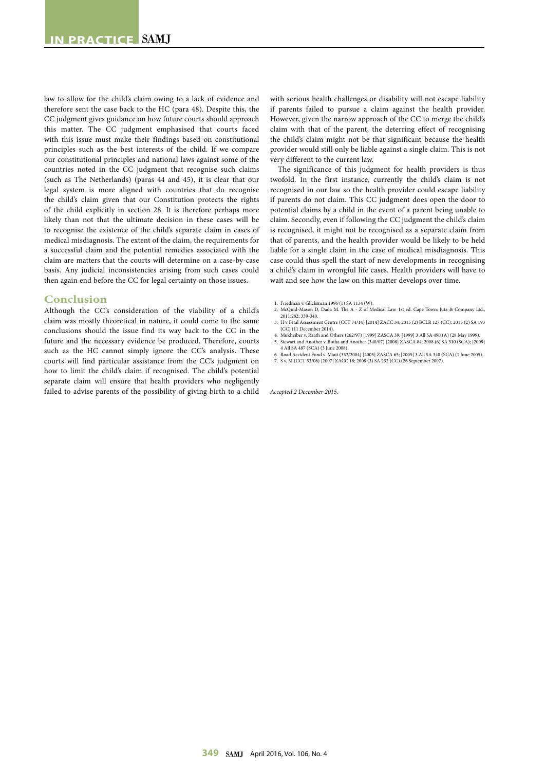law to allow for the child's claim owing to a lack of evidence and therefore sent the case back to the HC (para 48). Despite this, the CC judgment gives guidance on how future courts should approach this matter. The CC judgment emphasised that courts faced with this issue must make their findings based on constitutional principles such as the best interests of the child. If we compare our constitutional principles and national laws against some of the countries noted in the CC judgment that recognise such claims (such as The Netherlands) (paras 44 and 45), it is clear that our legal system is more aligned with countries that do recognise the child's claim given that our Constitution protects the rights of the child explicitly in section 28. It is therefore perhaps more likely than not that the ultimate decision in these cases will be to recognise the existence of the child's separate claim in cases of medical misdiagnosis. The extent of the claim, the requirements for a successful claim and the potential remedies associated with the claim are matters that the courts will determine on a case-by-case basis. Any judicial inconsistencies arising from such cases could then again end before the CC for legal certainty on those issues.

## Conclusion

Although the CC's consideration of the viability of a child's claim was mostly theoretical in nature, it could come to the same conclusions should the issue find its way back to the CC in the future and the necessary evidence be produced. Therefore, courts such as the HC cannot simply ignore the CC's analysis. These courts will find particular assistance from the CC's judgment on how to limit the child's claim if recognised. The child's potential separate claim will ensure that health providers who negligently failed to advise parents of the possibility of giving birth to a child with serious health challenges or disability will not escape liability if parents failed to pursue a claim against the health provider. However, given the narrow approach of the CC to merge the child's claim with that of the parent, the deterring effect of recognising the child's claim might not be that significant because the health provider would still only be liable against a single claim. This is not very different to the current law.

The significance of this judgment for health providers is thus twofold. In the first instance, currently the child's claim is not recognised in our law so the health provider could escape liability if parents do not claim. This CC judgment does open the door to potential claims by a child in the event of a parent being unable to claim. Secondly, even if following the CC judgment the child's claim is recognised, it might not be recognised as a separate claim from that of parents, and the health provider would be likely to be held liable for a single claim in the case of medical misdiagnosis. This case could thus spell the start of new developments in recognising a child's claim in wrongful life cases. Health providers will have to wait and see how the law on this matter develops over time.

1. Friedman v. Glicksman 1996 (1) SA 1134 (W).
2. McQuid-Mason D, Dada M. The A - Z of Medical Law. 1st ed. Cape Town: Juta & Company Ltd., 2011:282; 339-340.
3. H v Fetal Assessment Centre (CCT 74/14) [2014] ZACC 34; 2015 (2) BCLR 127 (CC); 2015 (2) SA 193 (CC) (11 December 2014).
4. Mukheiber v. Raath and Others (262/97) [1999] ZASCA 39; [1999] 3 All SA 490 (A) (28 May 1999).
5. Stewart and Another v. Botha and Another (340/07) [2008] ZASCA 84; 2008 (6) SA 310 (SCA); [2009] 4 All SA 487 (SCA) (3 June 2008).
6. Road Accident Fund v. Mtati (332/2004) [2005] ZASCA 65; [2005] 3 All SA 340 (SCA) (1 June 2005).
7. S v. M (CCT 53/06) [2007] ZACC 18; 2008 (3) SA 232 (CC) (26 September 2007).

*Accepted 2 December 2015.*